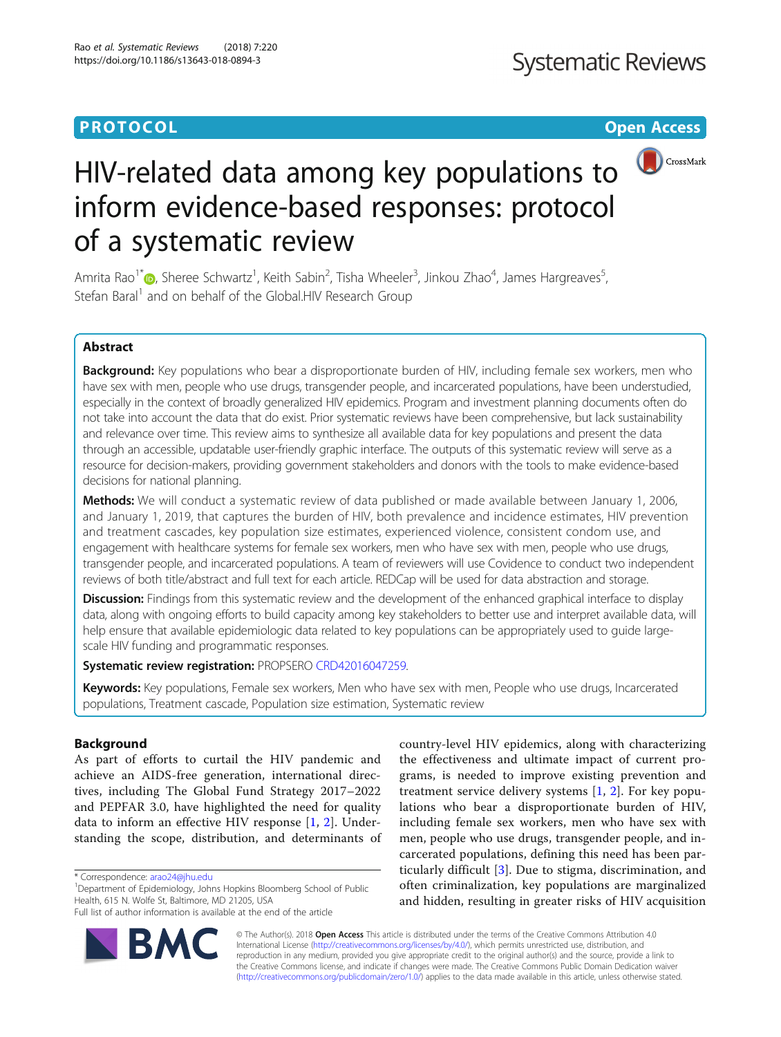PROTOCOL

Open Access

# HIV-related data among key populations to inform evidence-based responses: protocol of a systematic review

Amrita Rao[1*], Sheree Schwartz[1], Keith Sabin[2], Tisha Wheeler[3], Jinkou Zhao[4], James Hargreaves[5], Stefan Baral[1] and on behalf of the Global.HIV Research Group

## Abstract

**Background:** Key populations who bear a disproportionate burden of HIV, including female sex workers, men who have sex with men, people who use drugs, transgender people, and incarcerated populations, have been understudied, especially in the context of broadly generalized HIV epidemics. Program and investment planning documents often do not take into account the data that do exist. Prior systematic reviews have been comprehensive, but lack sustainability and relevance over time. This review aims to synthesize all available data for key populations and present the data through an accessible, updatable user-friendly graphic interface. The outputs of this systematic review will serve as a resource for decision-makers, providing government stakeholders and donors with the tools to make evidence-based decisions for national planning.

**Methods:** We will conduct a systematic review of data published or made available between January 1, 2006, and January 1, 2019, that captures the burden of HIV, both prevalence and incidence estimates, HIV prevention and treatment cascades, key population size estimates, experienced violence, consistent condom use, and engagement with healthcare systems for female sex workers, men who have sex with men, people who use drugs, transgender people, and incarcerated populations. A team of reviewers will use Covidence to conduct two independent reviews of both title/abstract and full text for each article. REDCap will be used for data abstraction and storage.

**Discussion:** Findings from this systematic review and the development of the enhanced graphical interface to display data, along with ongoing efforts to build capacity among key stakeholders to better use and interpret available data, will help ensure that available epidemiologic data related to key populations can be appropriately used to guide large-scale HIV funding and programmatic responses.

**Systematic review registration:** PROPSERO CRD42016047259.

**Keywords:** Key populations, Female sex workers, Men who have sex with men, People who use drugs, Incarcerated populations, Treatment cascade, Population size estimation, Systematic review

## Background

As part of efforts to curtail the HIV pandemic and achieve an AIDS-free generation, international directives, including The Global Fund Strategy 2017–2022 and PEPFAR 3.0, have highlighted the need for quality data to inform an effective HIV response [1, 2]. Understanding the scope, distribution, and determinants of country-level HIV epidemics, along with characterizing the effectiveness and ultimate impact of current programs, is needed to improve existing prevention and treatment service delivery systems [1, 2]. For key populations who bear a disproportionate burden of HIV, including female sex workers, men who have sex with men, people who use drugs, transgender people, and incarcerated populations, defining this need has been particularly difficult [3]. Due to stigma, discrimination, and often criminalization, key populations are marginalized and hidden, resulting in greater risks of HIV acquisition

* Correspondence: arao24@jhu.edu
[1]Department of Epidemiology, Johns Hopkins Bloomberg School of Public Health, 615 N. Wolfe St, Baltimore, MD 21205, USA
Full list of author information is available at the end of the article

© The Author(s). 2018 **Open Access** This article is distributed under the terms of the Creative Commons Attribution 4.0 International License (http://creativecommons.org/licenses/by/4.0/), which permits unrestricted use, distribution, and reproduction in any medium, provided you give appropriate credit to the original author(s) and the source, provide a link to the Creative Commons license, and indicate if changes were made. The Creative Commons Public Domain Dedication waiver (http://creativecommons.org/publicdomain/zero/1.0/) applies to the data made available in this article, unless otherwise stated.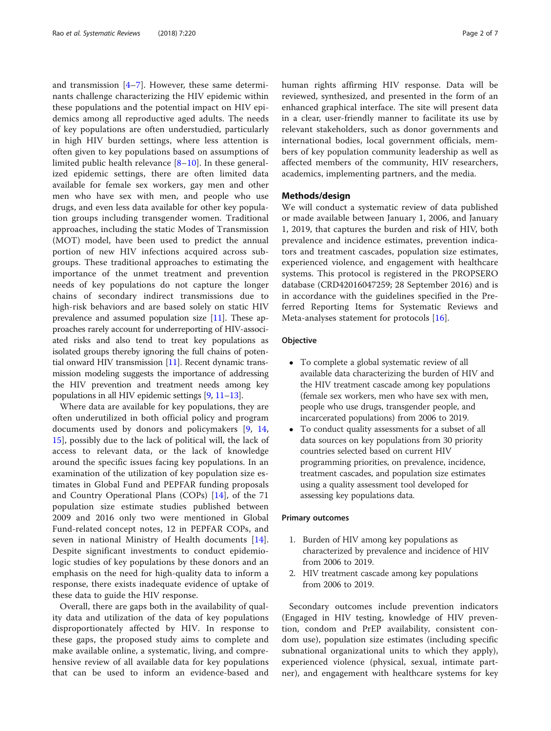and transmission [4–7]. However, these same determinants challenge characterizing the HIV epidemic within these populations and the potential impact on HIV epidemics among all reproductive aged adults. The needs of key populations are often understudied, particularly in high HIV burden settings, where less attention is often given to key populations based on assumptions of limited public health relevance [8–10]. In these generalized epidemic settings, there are often limited data available for female sex workers, gay men and other men who have sex with men, and people who use drugs, and even less data available for other key population groups including transgender women. Traditional approaches, including the static Modes of Transmission (MOT) model, have been used to predict the annual portion of new HIV infections acquired across subgroups. These traditional approaches to estimating the importance of the unmet treatment and prevention needs of key populations do not capture the longer chains of secondary indirect transmissions due to high-risk behaviors and are based solely on static HIV prevalence and assumed population size [11]. These approaches rarely account for underreporting of HIV-associated risks and also tend to treat key populations as isolated groups thereby ignoring the full chains of potential onward HIV transmission [11]. Recent dynamic transmission modeling suggests the importance of addressing the HIV prevention and treatment needs among key populations in all HIV epidemic settings [9, 11–13].

Where data are available for key populations, they are often underutilized in both official policy and program documents used by donors and policymakers [9, 14, 15], possibly due to the lack of political will, the lack of access to relevant data, or the lack of knowledge around the specific issues facing key populations. In an examination of the utilization of key population size estimates in Global Fund and PEPFAR funding proposals and Country Operational Plans (COPs) [14], of the 71 population size estimate studies published between 2009 and 2016 only two were mentioned in Global Fund-related concept notes, 12 in PEPFAR COPs, and seven in national Ministry of Health documents [14]. Despite significant investments to conduct epidemiologic studies of key populations by these donors and an emphasis on the need for high-quality data to inform a response, there exists inadequate evidence of uptake of these data to guide the HIV response.

Overall, there are gaps both in the availability of quality data and utilization of the data of key populations disproportionately affected by HIV. In response to these gaps, the proposed study aims to complete and make available online, a systematic, living, and comprehensive review of all available data for key populations that can be used to inform an evidence-based and human rights affirming HIV response. Data will be reviewed, synthesized, and presented in the form of an enhanced graphical interface. The site will present data in a clear, user-friendly manner to facilitate its use by relevant stakeholders, such as donor governments and international bodies, local government officials, members of key population community leadership as well as affected members of the community, HIV researchers, academics, implementing partners, and the media.

## Methods/design

We will conduct a systematic review of data published or made available between January 1, 2006, and January 1, 2019, that captures the burden and risk of HIV, both prevalence and incidence estimates, prevention indicators and treatment cascades, population size estimates, experienced violence, and engagement with healthcare systems. This protocol is registered in the PROPSERO database (CRD42016047259; 28 September 2016) and is in accordance with the guidelines specified in the Preferred Reporting Items for Systematic Reviews and Meta-analyses statement for protocols [16].

### Objective

- To complete a global systematic review of all available data characterizing the burden of HIV and the HIV treatment cascade among key populations (female sex workers, men who have sex with men, people who use drugs, transgender people, and incarcerated populations) from 2006 to 2019.
- To conduct quality assessments for a subset of all data sources on key populations from 30 priority countries selected based on current HIV programming priorities, on prevalence, incidence, treatment cascades, and population size estimates using a quality assessment tool developed for assessing key populations data.

### Primary outcomes

1. Burden of HIV among key populations as characterized by prevalence and incidence of HIV from 2006 to 2019.
2. HIV treatment cascade among key populations from 2006 to 2019.

Secondary outcomes include prevention indicators (Engaged in HIV testing, knowledge of HIV prevention, condom and PrEP availability, consistent condom use), population size estimates (including specific subnational organizational units to which they apply), experienced violence (physical, sexual, intimate partner), and engagement with healthcare systems for key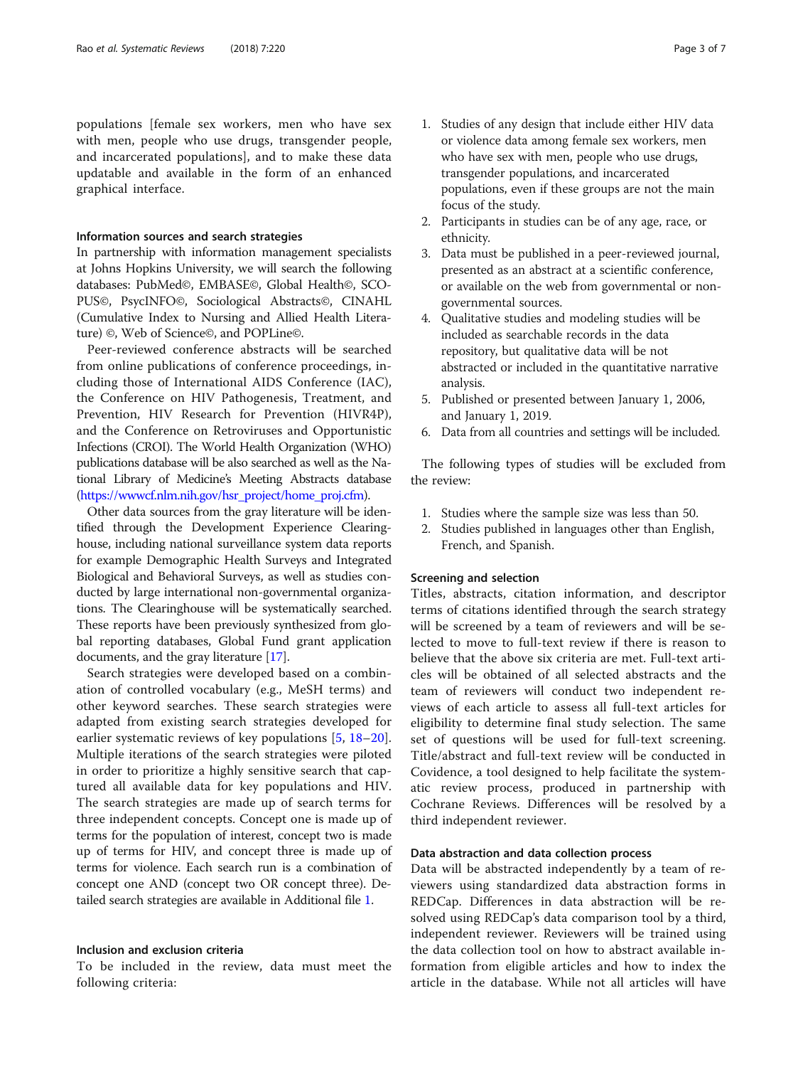populations [female sex workers, men who have sex with men, people who use drugs, transgender people, and incarcerated populations], and to make these data updatable and available in the form of an enhanced graphical interface.

### Information sources and search strategies

In partnership with information management specialists at Johns Hopkins University, we will search the following databases: PubMed©, EMBASE©, Global Health©, SCOPUS©, PsycINFO©, Sociological Abstracts©, CINAHL (Cumulative Index to Nursing and Allied Health Literature) ©, Web of Science©, and POPLine©.

Peer-reviewed conference abstracts will be searched from online publications of conference proceedings, including those of International AIDS Conference (IAC), the Conference on HIV Pathogenesis, Treatment, and Prevention, HIV Research for Prevention (HIVR4P), and the Conference on Retroviruses and Opportunistic Infections (CROI). The World Health Organization (WHO) publications database will be also searched as well as the National Library of Medicine's Meeting Abstracts database (https://wwwcf.nlm.nih.gov/hsr_project/home_proj.cfm).

Other data sources from the gray literature will be identified through the Development Experience Clearinghouse, including national surveillance system data reports for example Demographic Health Surveys and Integrated Biological and Behavioral Surveys, as well as studies conducted by large international non-governmental organizations. The Clearinghouse will be systematically searched. These reports have been previously synthesized from global reporting databases, Global Fund grant application documents, and the gray literature [17].

Search strategies were developed based on a combination of controlled vocabulary (e.g., MeSH terms) and other keyword searches. These search strategies were adapted from existing search strategies developed for earlier systematic reviews of key populations [5, 18–20]. Multiple iterations of the search strategies were piloted in order to prioritize a highly sensitive search that captured all available data for key populations and HIV. The search strategies are made up of search terms for three independent concepts. Concept one is made up of terms for the population of interest, concept two is made up of terms for HIV, and concept three is made up of terms for violence. Each search run is a combination of concept one AND (concept two OR concept three). Detailed search strategies are available in Additional file 1.

### Inclusion and exclusion criteria

To be included in the review, data must meet the following criteria:

1. Studies of any design that include either HIV data or violence data among female sex workers, men who have sex with men, people who use drugs, transgender populations, and incarcerated populations, even if these groups are not the main focus of the study.
2. Participants in studies can be of any age, race, or ethnicity.
3. Data must be published in a peer-reviewed journal, presented as an abstract at a scientific conference, or available on the web from governmental or non-governmental sources.
4. Qualitative studies and modeling studies will be included as searchable records in the data repository, but qualitative data will be not abstracted or included in the quantitative narrative analysis.
5. Published or presented between January 1, 2006, and January 1, 2019.
6. Data from all countries and settings will be included.

The following types of studies will be excluded from the review:

1. Studies where the sample size was less than 50.
2. Studies published in languages other than English, French, and Spanish.

### Screening and selection

Titles, abstracts, citation information, and descriptor terms of citations identified through the search strategy will be screened by a team of reviewers and will be selected to move to full-text review if there is reason to believe that the above six criteria are met. Full-text articles will be obtained of all selected abstracts and the team of reviewers will conduct two independent reviews of each article to assess all full-text articles for eligibility to determine final study selection. The same set of questions will be used for full-text screening. Title/abstract and full-text review will be conducted in Covidence, a tool designed to help facilitate the systematic review process, produced in partnership with Cochrane Reviews. Differences will be resolved by a third independent reviewer.

### Data abstraction and data collection process

Data will be abstracted independently by a team of reviewers using standardized data abstraction forms in REDCap. Differences in data abstraction will be resolved using REDCap's data comparison tool by a third, independent reviewer. Reviewers will be trained using the data collection tool on how to abstract available information from eligible articles and how to index the article in the database. While not all articles will have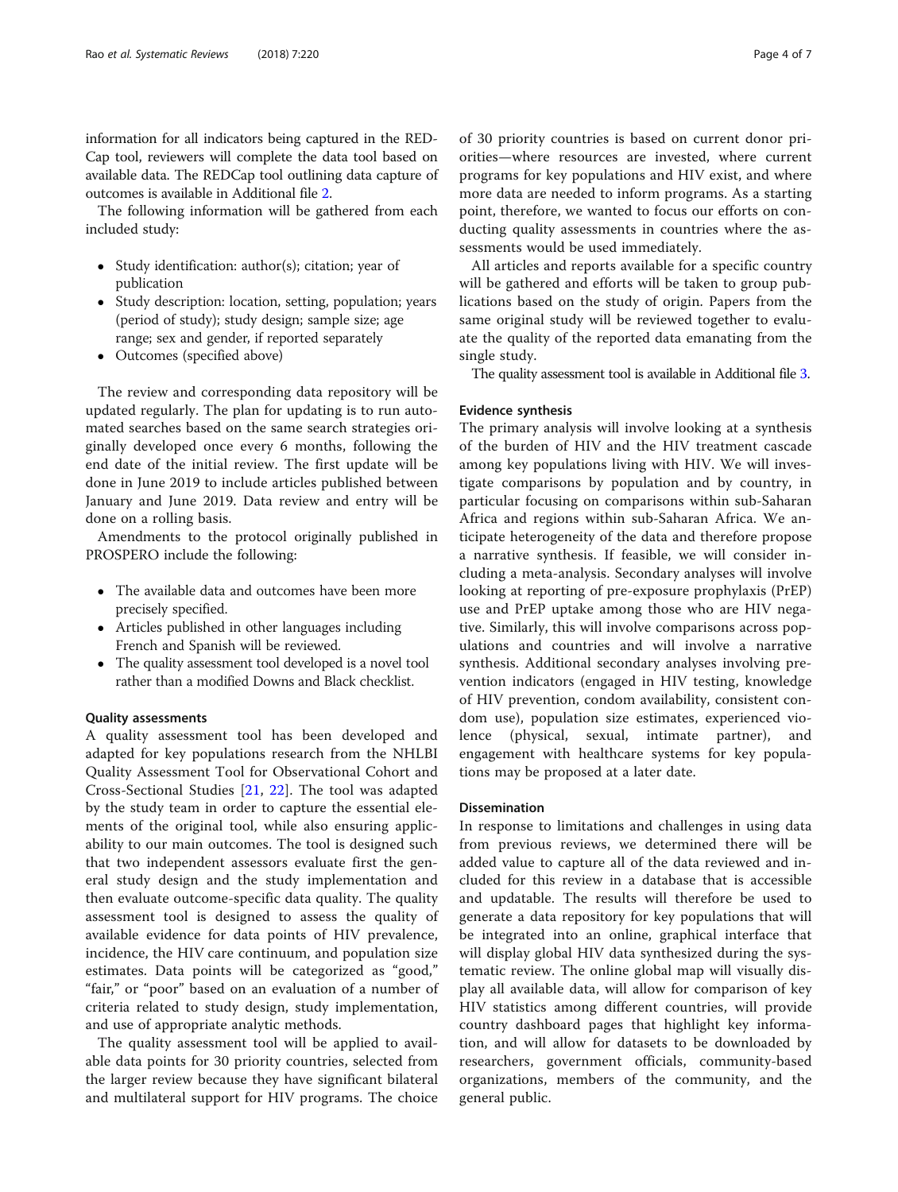information for all indicators being captured in the REDCap tool, reviewers will complete the data tool based on available data. The REDCap tool outlining data capture of outcomes is available in Additional file 2.

The following information will be gathered from each included study:

- Study identification: author(s); citation; year of publication
- Study description: location, setting, population; years (period of study); study design; sample size; age range; sex and gender, if reported separately
- Outcomes (specified above)

The review and corresponding data repository will be updated regularly. The plan for updating is to run automated searches based on the same search strategies originally developed once every 6 months, following the end date of the initial review. The first update will be done in June 2019 to include articles published between January and June 2019. Data review and entry will be done on a rolling basis.

Amendments to the protocol originally published in PROSPERO include the following:

- The available data and outcomes have been more precisely specified.
- Articles published in other languages including French and Spanish will be reviewed.
- The quality assessment tool developed is a novel tool rather than a modified Downs and Black checklist.

### Quality assessments

A quality assessment tool has been developed and adapted for key populations research from the NHLBI Quality Assessment Tool for Observational Cohort and Cross-Sectional Studies [21, 22]. The tool was adapted by the study team in order to capture the essential elements of the original tool, while also ensuring applicability to our main outcomes. The tool is designed such that two independent assessors evaluate first the general study design and the study implementation and then evaluate outcome-specific data quality. The quality assessment tool is designed to assess the quality of available evidence for data points of HIV prevalence, incidence, the HIV care continuum, and population size estimates. Data points will be categorized as "good," "fair," or "poor" based on an evaluation of a number of criteria related to study design, study implementation, and use of appropriate analytic methods.

The quality assessment tool will be applied to available data points for 30 priority countries, selected from the larger review because they have significant bilateral and multilateral support for HIV programs. The choice of 30 priority countries is based on current donor priorities—where resources are invested, where current programs for key populations and HIV exist, and where more data are needed to inform programs. As a starting point, therefore, we wanted to focus our efforts on conducting quality assessments in countries where the assessments would be used immediately.

All articles and reports available for a specific country will be gathered and efforts will be taken to group publications based on the study of origin. Papers from the same original study will be reviewed together to evaluate the quality of the reported data emanating from the single study.

The quality assessment tool is available in Additional file 3.

### Evidence synthesis

The primary analysis will involve looking at a synthesis of the burden of HIV and the HIV treatment cascade among key populations living with HIV. We will investigate comparisons by population and by country, in particular focusing on comparisons within sub-Saharan Africa and regions within sub-Saharan Africa. We anticipate heterogeneity of the data and therefore propose a narrative synthesis. If feasible, we will consider including a meta-analysis. Secondary analyses will involve looking at reporting of pre-exposure prophylaxis (PrEP) use and PrEP uptake among those who are HIV negative. Similary, this will involve comparisons across populations and countries and will involve a narrative synthesis. Additional secondary analyses involving prevention indicators (engaged in HIV testing, knowledge of HIV prevention, condom availability, consistent condom use), population size estimates, experienced violence (physical, sexual, intimate partner), and engagement with healthcare systems for key populations may be proposed at a later date.

### Dissemination

In response to limitations and challenges in using data from previous reviews, we determined there will be added value to capture all of the data reviewed and included for this review in a database that is accessible and updatable. The results will therefore be used to generate a data repository for key populations that will be integrated into an online, graphical interface that will display global HIV data synthesized during the systematic review. The online global map will visually display all available data, will allow for comparison of key HIV statistics among different countries, will provide country dashboard pages that highlight key information, and will allow for datasets to be downloaded by researchers, government officials, community-based organizations, members of the community, and the general public.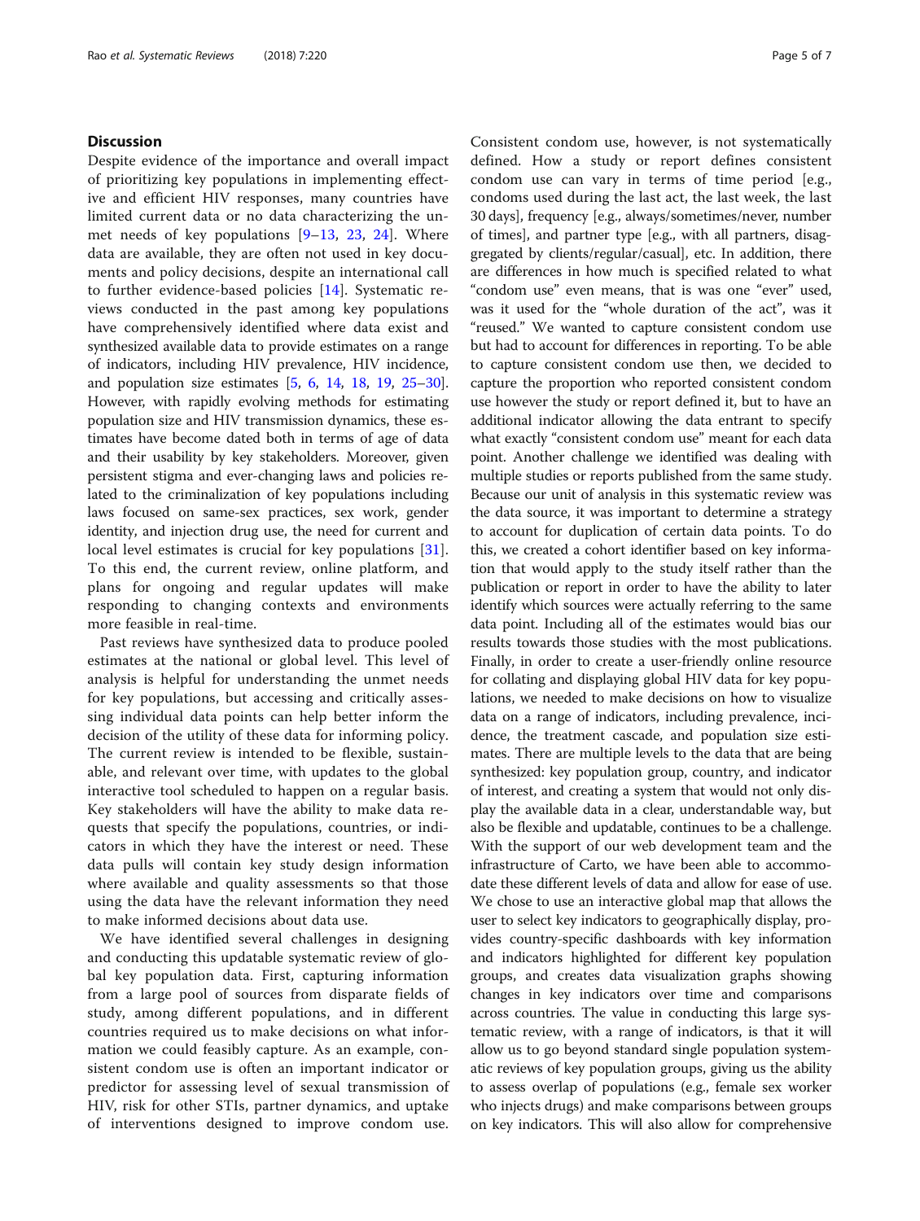## Discussion

Despite evidence of the importance and overall impact of prioritizing key populations in implementing effective and efficient HIV responses, many countries have limited current data or no data characterizing the unmet needs of key populations [9–13, 23, 24]. Where data are available, they are often not used in key documents and policy decisions, despite an international call to further evidence-based policies [14]. Systematic reviews conducted in the past among key populations have comprehensively identified where data exist and synthesized available data to provide estimates on a range of indicators, including HIV prevalence, HIV incidence, and population size estimates [5, 6, 14, 18, 19, 25–30]. However, with rapidly evolving methods for estimating population size and HIV transmission dynamics, these estimates have become dated both in terms of age of data and their usability by key stakeholders. Moreover, given persistent stigma and ever-changing laws and policies related to the criminalization of key populations including laws focused on same-sex practices, sex work, gender identity, and injection drug use, the need for current and local level estimates is crucial for key populations [31]. To this end, the current review, online platform, and plans for ongoing and regular updates will make responding to changing contexts and environments more feasible in real-time.

Past reviews have synthesized data to produce pooled estimates at the national or global level. This level of analysis is helpful for understanding the unmet needs for key populations, but accessing and critically assessing individual data points can help better inform the decision of the utility of these data for informing policy. The current review is intended to be flexible, sustainable, and relevant over time, with updates to the global interactive tool scheduled to happen on a regular basis. Key stakeholders will have the ability to make data requests that specify the populations, countries, or indicators in which they have the interest or need. These data pulls will contain key study design information where available and quality assessments so that those using the data have the relevant information they need to make informed decisions about data use.

We have identified several challenges in designing and conducting this updatable systematic review of global key population data. First, capturing information from a large pool of sources from disparate fields of study, among different populations, and in different countries required us to make decisions on what information we could feasibly capture. As an example, consistent condom use is often an important indicator or predictor for assessing level of sexual transmission of HIV, risk for other STIs, partner dynamics, and uptake of interventions designed to improve condom use. Consistent condom use, however, is not systematically defined. How a study or report defines consistent condom use can vary in terms of time period [e.g., condoms used during the last act, the last week, the last 30 days], frequency [e.g., always/sometimes/never, number of times], and partner type [e.g., with all partners, disaggregated by clients/regular/casual], etc. In addition, there are differences in how much is specified related to what "condom use" even means, that is was one "ever" used, was it used for the "whole duration of the act", was it "reused." We wanted to capture consistent condom use but had to account for differences in reporting. To be able to capture consistent condom use then, we decided to capture the proportion who reported consistent condom use however the study or report defined it, but to have an additional indicator allowing the data entrant to specify what exactly "consistent condom use" meant for each data point. Another challenge we identified was dealing with multiple studies or reports published from the same study. Because our unit of analysis in this systematic review was the data source, it was important to determine a strategy to account for duplication of certain data points. To do this, we created a cohort identifier based on key information that would apply to the study itself rather than the publication or report in order to have the ability to later identify which sources were actually referring to the same data point. Including all of the estimates would bias our results towards those studies with the most publications. Finally, in order to create a user-friendly online resource for collating and displaying global HIV data for key populations, we needed to make decisions on how to visualize data on a range of indicators, including prevalence, incidence, the treatment cascade, and population size estimates. There are multiple levels to the data that are being synthesized: key population group, country, and indicator of interest, and creating a system that would not only display the available data in a clear, understandable way, but also be flexible and updatable, continues to be a challenge. With the support of our web development team and the infrastructure of Carto, we have been able to accommodate these different levels of data and allow for ease of use. We chose to use an interactive global map that allows the user to select key indicators to geographically display, provides country-specific dashboards with key information and indicators highlighted for different key population groups, and creates data visualization graphs showing changes in key indicators over time and comparisons across countries. The value in conducting this large systematic review, with a range of indicators, is that it will allow us to go beyond standard single population systematic reviews of key population groups, giving us the ability to assess overlap of populations (e.g., female sex worker who injects drugs) and make comparisons between groups on key indicators. This will also allow for comprehensive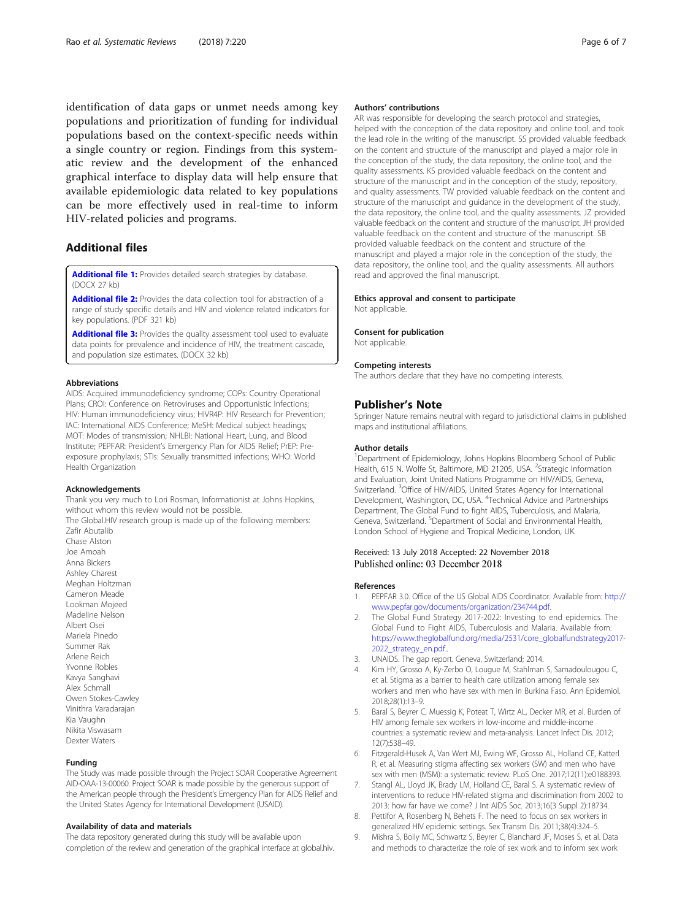identification of data gaps or unmet needs among key populations and prioritization of funding for individual populations based on the context-specific needs within a single country or region. Findings from this systematic review and the development of the enhanced graphical interface to display data will help ensure that available epidemiologic data related to key populations can be more effectively used in real-time to inform HIV-related policies and programs.

## Additional files

**Additional file 1:** Provides detailed search strategies by database. (DOCX 27 kb)

**Additional file 2:** Provides the data collection tool for abstraction of a range of study specific details and HIV and violence related indicators for key populations. (PDF 321 kb)

**Additional file 3:** Provides the quality assessment tool used to evaluate data points for prevalence and incidence of HIV, the treatment cascade, and population size estimates. (DOCX 32 kb)

### Abbreviations

AIDS: Acquired immunodeficiency syndrome; COPs: Country Operational Plans; CROI: Conference on Retroviruses and Opportunistic Infections; HIV: Human immunodeficiency virus; HIVR4P: HIV Research for Prevention; IAC: International AIDS Conference; MeSH: Medical subject headings; MOT: Modes of transmission; NHLBI: National Heart, Lung, and Blood Institute; PEPFAR: President's Emergency Plan for AIDS Relief; PrEP: Pre-exposure prophylaxis; STIs: Sexually transmitted infections; WHO: World Health Organization

### Acknowledgements

Thank you very much to Lori Rosman, Informationist at Johns Hopkins, without whom this review would not be possible.

The Global.HIV research group is made up of the following members:

Zafir Abutalib
Chase Alston
Joe Amoah
Anna Bickers
Ashley Charest
Meghan Holtzman
Cameron Meade
Lookman Mojeed
Madeline Nelson
Albert Osei
Mariela Pinedo
Summer Rak
Arlene Reich
Yvonne Robles
Kavya Sanghavi
Alex Schmall
Owen Stokes-Cawley
Vinithra Varadarajan
Kia Vaughn
Nikita Viswasam
Dexter Waters

### Funding

The Study was made possible through the Project SOAR Cooperative Agreement AID-OAA-13-00060. Project SOAR is made possible by the generous support of the American people through the President's Emergency Plan for AIDS Relief and the United States Agency for International Development (USAID).

### Availability of data and materials

The data repository generated during this study will be available upon completion of the review and generation of the graphical interface at global.hiv.

### Authors' contributions

AR was responsible for developing the search protocol and strategies, helped with the conception of the data repository and online tool, and took the lead role in the writing of the manuscript. SS provided valuable feedback on the content and structure of the manuscript and played a major role in the conception of the study, the data repository, the online tool, and the quality assessments. KS provided valuable feedback on the content and structure of the manuscript and in the conception of the study, repository, and quality assessments. TW provided valuable feedback on the content and structure of the manuscript and guidance in the development of the study, the data repository, the online tool, and the quality assessments. JZ provided valuable feedback on the content and structure of the manuscript. JH provided valuable feedback on the content and structure of the manuscript. SB provided valuable feedback on the content and structure of the manuscript and played a major role in the conception of the study, the data repository, the online tool, and the quality assessments. All authors read and approved the final manuscript.

### Ethics approval and consent to participate

Not applicable.

### Consent for publication

Not applicable.

### Competing interests

The authors declare that they have no competing interests.

## Publisher's Note

Springer Nature remains neutral with regard to jurisdictional claims in published maps and institutional affiliations.

### Author details

[1]Department of Epidemiology, Johns Hopkins Bloomberg School of Public Health, 615 N. Wolfe St, Baltimore, MD 21205, USA. [2]Strategic Information and Evaluation, Joint United Nations Programme on HIV/AIDS, Geneva, Switzerland. [3]Office of HIV/AIDS, United States Agency for International Development, Washington, DC, USA. [4]Technical Advice and Partnerships Department, The Global Fund to fight AIDS, Tuberculosis, and Malaria, Geneva, Switzerland. [5]Department of Social and Environmental Health, London School of Hygiene and Tropical Medicine, London, UK.

Received: 13 July 2018 Accepted: 22 November 2018
Published online: 03 December 2018

### References

1. PEPFAR 3.0. Office of the US Global AIDS Coordinator. Available from: http://www.pepfar.gov/documents/organization/234744.pdf.
2. The Global Fund Strategy 2017-2022: Investing to end epidemics. The Global Fund to Fight AIDS, Tuberculosis and Malaria. Available from: https://www.theglobalfund.org/media/2531/core_globalfundstrategy2017-2022_strategy_en.pdf..
3. UNAIDS. The gap report. Geneva, Switzerland; 2014.
4. Kim HY, Grosso A, Ky-Zerbo O, Lougue M, Stahlman S, Samadoulougou C, et al. Stigma as a barrier to health care utilization among female sex workers and men who have sex with men in Burkina Faso. Ann Epidemiol. 2018;28(1):13–9.
5. Baral S, Beyrer C, Muessig K, Poteat T, Wirtz AL, Decker MR, et al. Burden of HIV among female sex workers in low-income and middle-income countries: a systematic review and meta-analysis. Lancet Infect Dis. 2012; 12(7):538–49.
6. Fitzgerald-Husek A, Van Wert MJ, Ewing WF, Grosso AL, Holland CE, Katterl R, et al. Measuring stigma affecting sex workers (SW) and men who have sex with men (MSM): a systematic review. PLoS One. 2017;12(11):e0188393.
7. Stangl AL, Lloyd JK, Brady LM, Holland CE, Baral S. A systematic review of interventions to reduce HIV-related stigma and discrimination from 2002 to 2013: how far have we come? J Int AIDS Soc. 2013;16(3 Suppl 2):18734.
8. Pettifor A, Rosenberg N, Behets F. The need to focus on sex workers in generalized HIV epidemic settings. Sex Transm Dis. 2011;38(4):324–5.
9. Mishra S, Boily MC, Schwartz S, Beyrer C, Blanchard JF, Moses S, et al. Data and methods to characterize the role of sex work and to inform sex work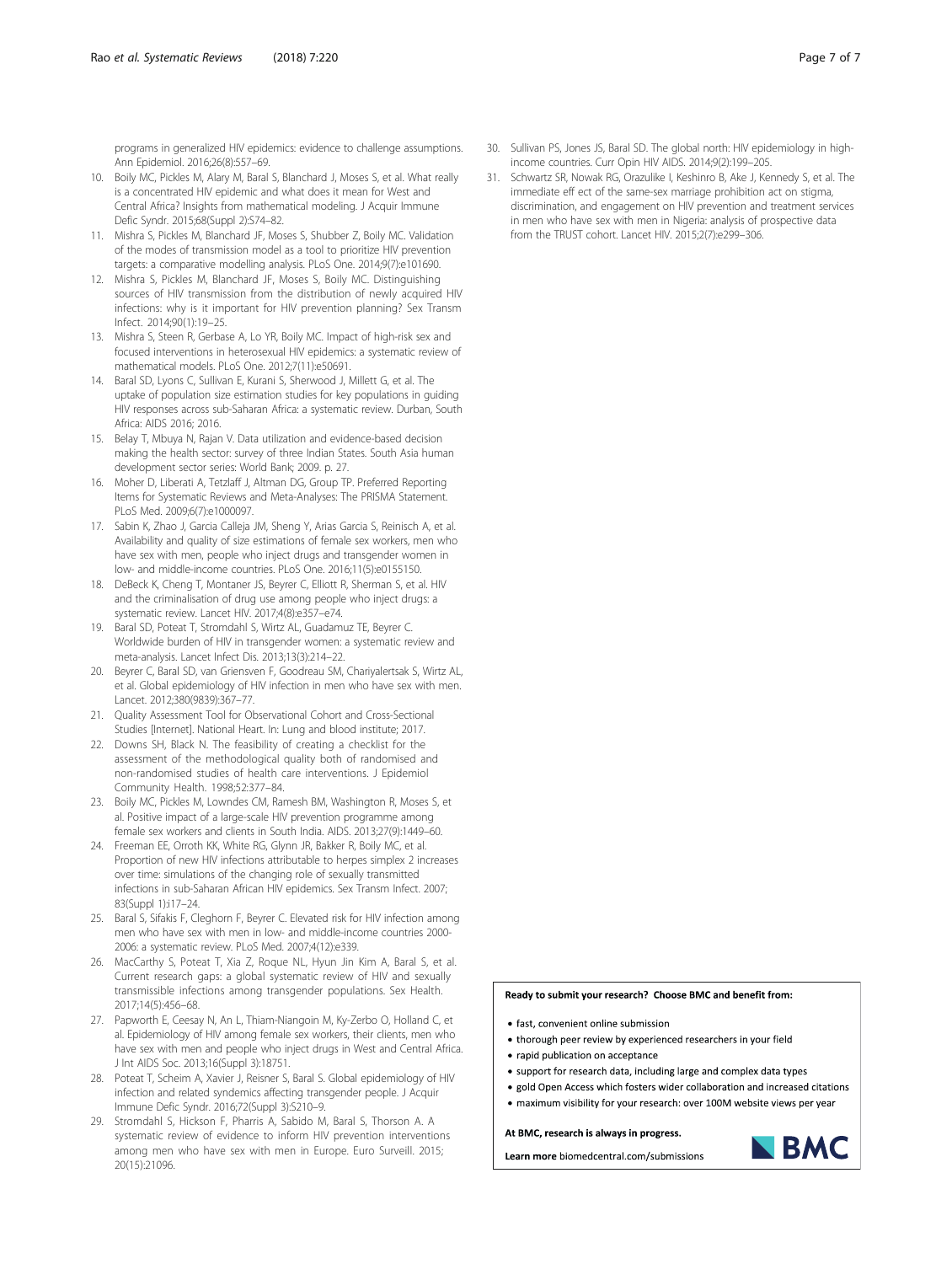programs in generalized HIV epidemics: evidence to challenge assumptions. Ann Epidemiol. 2016;26(8):557–69.

10. Boily MC, Pickles M, Alary M, Baral S, Blanchard J, Moses S, et al. What really is a concentrated HIV epidemic and what does it mean for West and Central Africa? Insights from mathematical modeling. J Acquir Immune Defic Syndr. 2015;68(Suppl 2):S74–82.
11. Mishra S, Pickles M, Blanchard JF, Moses S, Shubber Z, Boily MC. Validation of the modes of transmission model as a tool to prioritize HIV prevention targets: a comparative modelling analysis. PLoS One. 2014;9(7):e101690.
12. Mishra S, Pickles M, Blanchard JF, Moses S, Boily MC. Distinguishing sources of HIV transmission from the distribution of newly acquired HIV infections: why is it important for HIV prevention planning? Sex Transm Infect. 2014;90(1):19–25.
13. Mishra S, Steen R, Gerbase A, Lo YR, Boily MC. Impact of high-risk sex and focused interventions in heterosexual HIV epidemics: a systematic review of mathematical models. PLoS One. 2012;7(11):e50691.
14. Baral SD, Lyons C, Sullivan E, Kurani S, Sherwood J, Millett G, et al. The uptake of population size estimation studies for key populations in guiding HIV responses across sub-Saharan Africa: a systematic review. Durban, South Africa: AIDS 2016; 2016.
15. Belay T, Mbuya N, Rajan V. Data utilization and evidence-based decision making the health sector: survey of three Indian States. South Asia human development sector series: World Bank; 2009. p. 27.
16. Moher D, Liberati A, Tetzlaff J, Altman DG, Group TP. Preferred Reporting Items for Systematic Reviews and Meta-Analyses: The PRISMA Statement. PLoS Med. 2009;6(7):e1000097.
17. Sabin K, Zhao J, Garcia Calleja JM, Sheng Y, Arias Garcia S, Reinisch A, et al. Availability and quality of size estimations of female sex workers, men who have sex with men, people who inject drugs and transgender women in low- and middle-income countries. PLoS One. 2016;11(5):e0155150.
18. DeBeck K, Cheng T, Montaner JS, Beyrer C, Elliott R, Sherman S, et al. HIV and the criminalisation of drug use among people who inject drugs: a systematic review. Lancet HIV. 2017;4(8):e357–e74.
19. Baral SD, Poteat T, Stromdahl S, Wirtz AL, Guadamuz TE, Beyrer C. Worldwide burden of HIV in transgender women: a systematic review and meta-analysis. Lancet Infect Dis. 2013;13(3):214–22.
20. Beyrer C, Baral SD, van Griensven F, Goodreau SM, Chariyalertsak S, Wirtz AL, et al. Global epidemiology of HIV infection in men who have sex with men. Lancet. 2012;380(9839):367–77.
21. Quality Assessment Tool for Observational Cohort and Cross-Sectional Studies [Internet]. National Heart. In: Lung and blood institute; 2017.
22. Downs SH, Black N. The feasibility of creating a checklist for the assessment of the methodological quality both of randomised and non-randomised studies of health care interventions. J Epidemiol Community Health. 1998;52:377–84.
23. Boily MC, Pickles M, Lowndes CM, Ramesh BM, Washington R, Moses S, et al. Positive impact of a large-scale HIV prevention programme among female sex workers and clients in South India. AIDS. 2013;27(9):1449–60.
24. Freeman EE, Orroth KK, White RG, Glynn JR, Bakker R, Boily MC, et al. Proportion of new HIV infections attributable to herpes simplex 2 increases over time: simulations of the changing role of sexually transmitted infections in sub-Saharan African HIV epidemics. Sex Transm Infect. 2007; 83(Suppl 1):i17–24.
25. Baral S, Sifakis F, Cleghorn F, Beyrer C. Elevated risk for HIV infection among men who have sex with men in low- and middle-income countries 2000-2006: a systematic review. PLoS Med. 2007;4(12):e339.
26. MacCarthy S, Poteat T, Xia Z, Roque NL, Hyun Jin Kim A, Baral S, et al. Current research gaps: a global systematic review of HIV and sexually transmissible infections among transgender populations. Sex Health. 2017;14(5):456–68.
27. Papworth E, Ceesay N, An L, Thiam-Niangoin M, Ky-Zerbo O, Holland C, et al. Epidemiology of HIV among female sex workers, their clients, men who have sex with men and people who inject drugs in West and Central Africa. J Int AIDS Soc. 2013;16(Suppl 3):18751.
28. Poteat T, Scheim A, Xavier J, Reisner S, Baral S. Global epidemiology of HIV infection and related syndemics affecting transgender people. J Acquir Immune Defic Syndr. 2016;72(Suppl 3):S210–9.
29. Stromdahl S, Hickson F, Pharris A, Sabido M, Baral S, Thorson A. A systematic review of evidence to inform HIV prevention interventions among men who have sex with men in Europe. Euro Surveill. 2015; 20(15):21096.
30. Sullivan PS, Jones JS, Baral SD. The global north: HIV epidemiology in high-income countries. Curr Opin HIV AIDS. 2014;9(2):199–205.
31. Schwartz SR, Nowak RG, Orazulike I, Keshinro B, Ake J, Kennedy S, et al. The immediate eff ect of the same-sex marriage prohibition act on stigma, discrimination, and engagement on HIV prevention and treatment services in men who have sex with men in Nigeria: analysis of prospective data from the TRUST cohort. Lancet HIV. 2015;2(7):e299–306.

**Ready to submit your research? Choose BMC and benefit from:**

- fast, convenient online submission
- thorough peer review by experienced researchers in your field
- rapid publication on acceptance
- support for research data, including large and complex data types
- gold Open Access which fosters wider collaboration and increased citations
- maximum visibility for your research: over 100M website views per year

**At BMC, research is always in progress.**

**Learn more** biomedcentral.com/submissions

BMC